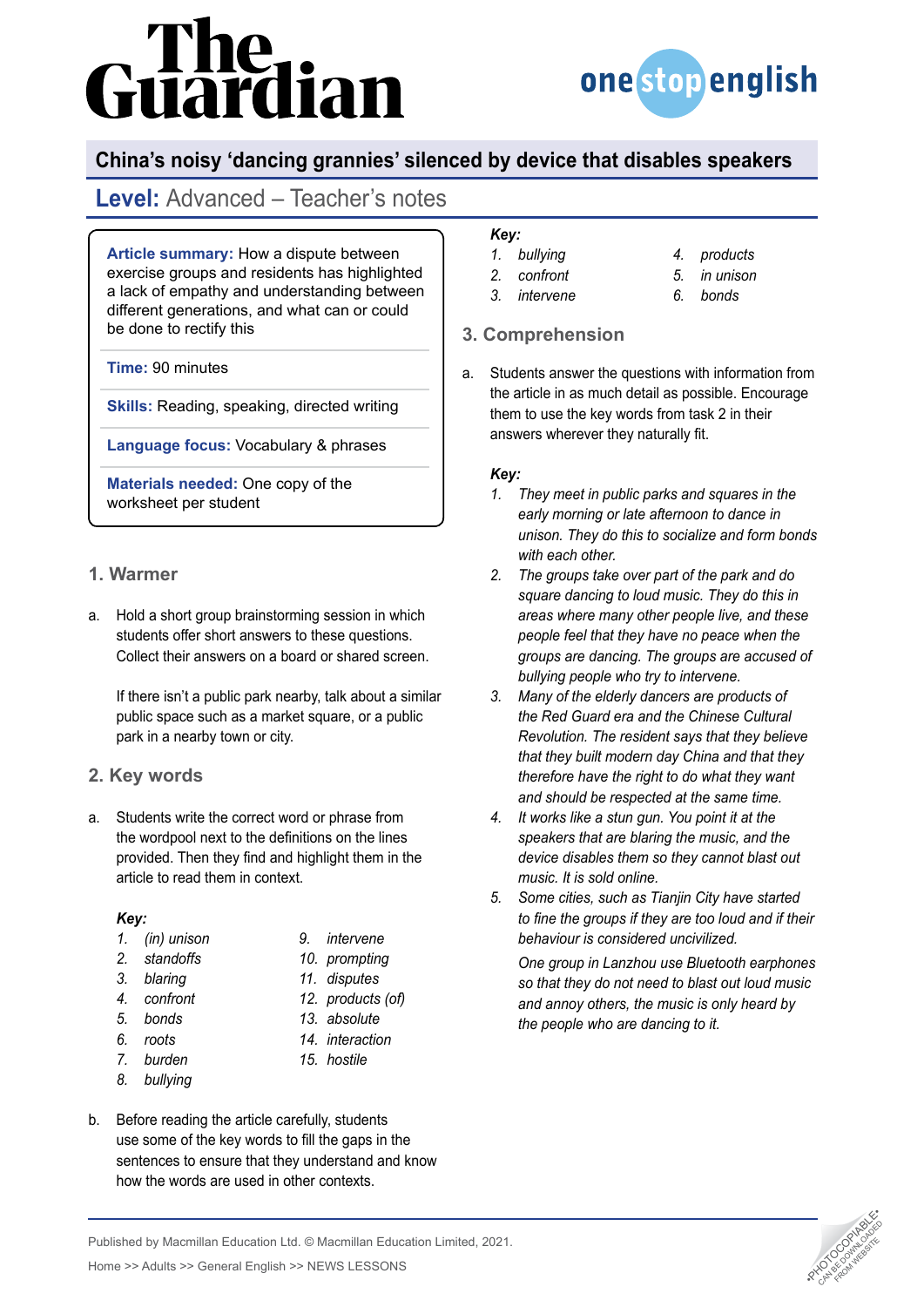# The Guardian

**one stop english**

## China's noisy 'dancing grannies' silenced by device that disables speakers

## Level: Advanced – Teacher's notes

**Article summary:** How a dispute between exercise groups and residents has highlighted a lack of empathy and understanding between different generations, and what can or could be done to rectify this

**Time:** 90 minutes

**Skills:** Reading, speaking, directed writing

**Language focus:** Vocabulary & phrases

**Materials needed:** One copy of the worksheet per student

### 1. Warmer

a. Hold a short group brainstorming session in which students offer short answers to these questions. Collect their answers on a board or shared screen.

If there isn't a public park nearby, talk about a similar public space such as a market square, or a public park in a nearby town or city.

### 2. Key words

a. Students write the correct word or phrase from the wordpool next to the definitions on the lines provided. Then they find and highlight them in the article to read them in context.

***Key:***

1. *(in) unison*
2. *standoffs*
3. *blaring*
4. *confront*
5. *bonds*
6. *roots*
7. *burden*
8. *bullying*
9. *intervene*
10. *prompting*
11. *disputes*
12. *products (of)*
13. *absolute*
14. *interaction*
15. *hostile*

b. Before reading the article carefully, students use some of the key words to fill the gaps in the sentences to ensure that they understand and know how the words are used in other contexts.

***Key:***

1. *bullying*
2. *confront*
3. *intervene*
4. *products*
5. *in unison*
6. *bonds*

### 3. Comprehension

a. Students answer the questions with information from the article in as much detail as possible. Encourage them to use the key words from task 2 in their answers wherever they naturally fit.

***Key:***

1. *They meet in public parks and squares in the early morning or late afternoon to dance in unison. They do this to socialize and form bonds with each other.*
2. *The groups take over part of the park and do square dancing to loud music. They do this in areas where many other people live, and these people feel that they have no peace when the groups are dancing. The groups are accused of bullying people who try to intervene.*
3. *Many of the elderly dancers are products of the Red Guard era and the Chinese Cultural Revolution. The resident says that they believe that they built modern day China and that they therefore have the right to do what they want and should be respected at the same time.*
4. *It works like a stun gun. You point it at the speakers that are blaring the music, and the device disables them so they cannot blast out music. It is sold online.*
5. *Some cities, such as Tianjin City have started to fine the groups if they are too loud and if their behaviour is considered uncivilized.*

   *One group in Lanzhou use Bluetooth earphones so that they do not need to blast out loud music and annoy others, the music is only heard by the people who are dancing to it.*

Published by Macmillan Education Ltd. © Macmillan Education Limited, 2021.

Home >> Adults >> General English >> NEWS LESSONS

•PHOTOCOPIABLE• CAN BE DOWNLOADED FROM WEBSITE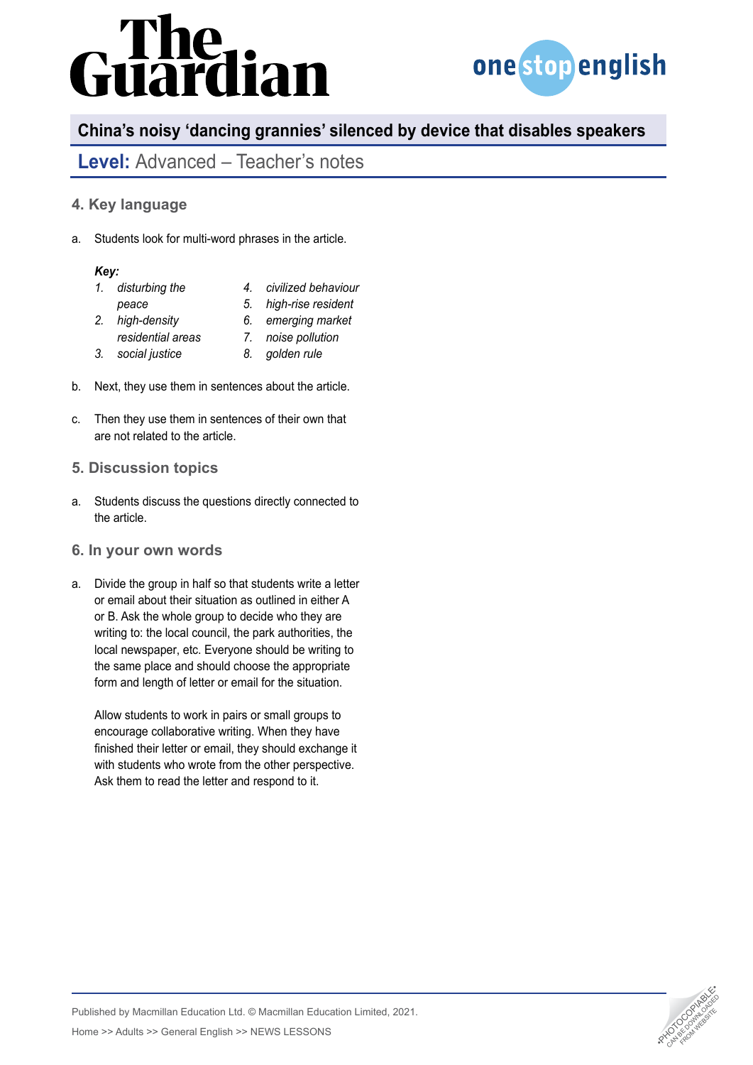# China's noisy 'dancing grannies' silenced by device that disables speakers

## Level: Advanced – Teacher's notes

### 4. Key language

a. Students look for multi-word phrases in the article.

***Key:***

1. *disturbing the peace*
2. *high-density residential areas*
3. *social justice*
4. *civilized behaviour*
5. *high-rise resident*
6. *emerging market*
7. *noise pollution*
8. *golden rule*

b. Next, they use them in sentences about the article.

c. Then they use them in sentences of their own that are not related to the article.

### 5. Discussion topics

a. Students discuss the questions directly connected to the article.

### 6. In your own words

a. Divide the group in half so that students write a letter or email about their situation as outlined in either A or B. Ask the whole group to decide who they are writing to: the local council, the park authorities, the local newspaper, etc. Everyone should be writing to the same place and should choose the appropriate form and length of letter or email for the situation.

Allow students to work in pairs or small groups to encourage collaborative writing. When they have finished their letter or email, they should exchange it with students who wrote from the other perspective. Ask them to read the letter and respond to it.